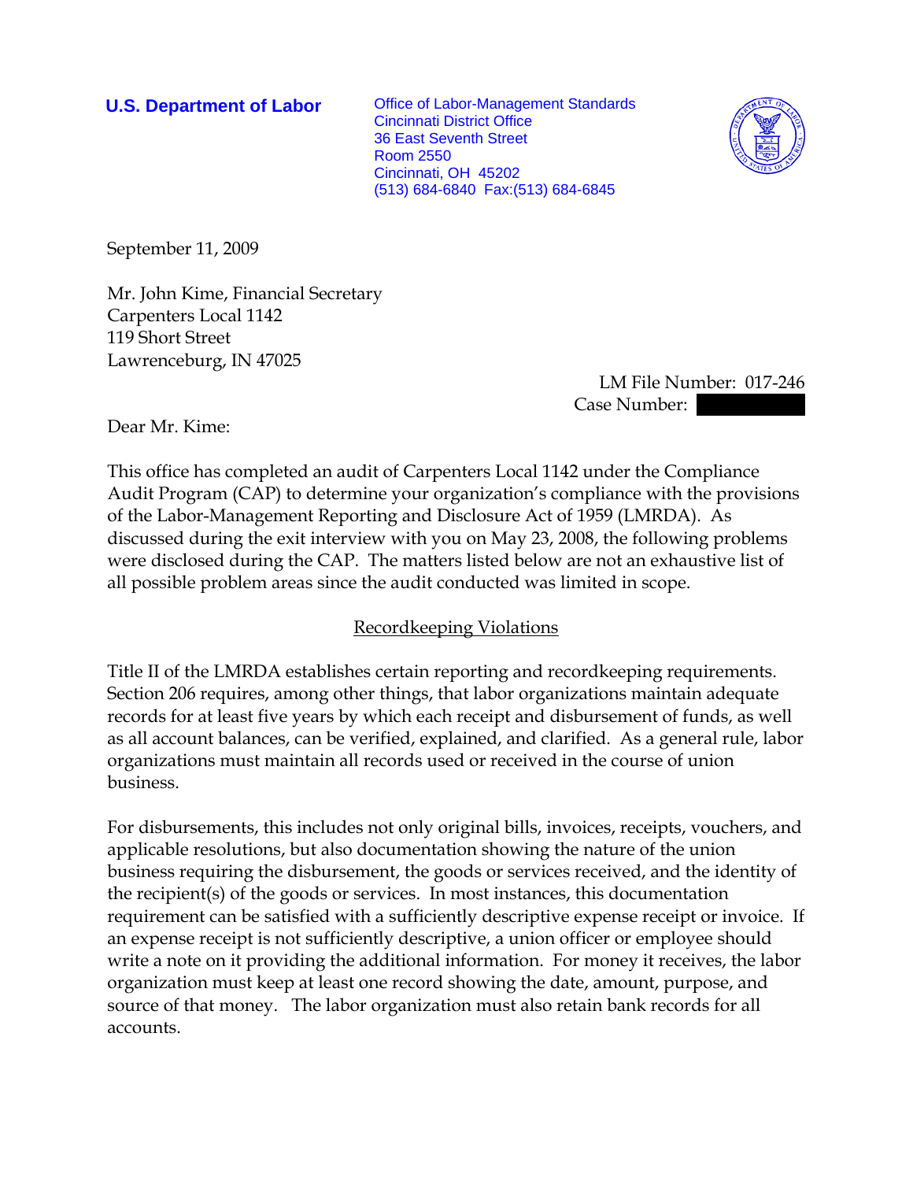**U.S. Department of Labor**

Office of Labor-Management Standards
Cincinnati District Office
36 East Seventh Street
Room 2550
Cincinnati, OH 45202
(513) 684-6840 Fax:(513) 684-6845

September 11, 2009

Mr. John Kime, Financial Secretary
Carpenters Local 1142
119 Short Street
Lawrenceburg, IN 47025

LM File Number: 017-246
Case Number:

Dear Mr. Kime:

This office has completed an audit of Carpenters Local 1142 under the Compliance Audit Program (CAP) to determine your organization's compliance with the provisions of the Labor-Management Reporting and Disclosure Act of 1959 (LMRDA). As discussed during the exit interview with you on May 23, 2008, the following problems were disclosed during the CAP. The matters listed below are not an exhaustive list of all possible problem areas since the audit conducted was limited in scope.

## Recordkeeping Violations

Title II of the LMRDA establishes certain reporting and recordkeeping requirements. Section 206 requires, among other things, that labor organizations maintain adequate records for at least five years by which each receipt and disbursement of funds, as well as all account balances, can be verified, explained, and clarified. As a general rule, labor organizations must maintain all records used or received in the course of union business.

For disbursements, this includes not only original bills, invoices, receipts, vouchers, and applicable resolutions, but also documentation showing the nature of the union business requiring the disbursement, the goods or services received, and the identity of the recipient(s) of the goods or services. In most instances, this documentation requirement can be satisfied with a sufficiently descriptive expense receipt or invoice. If an expense receipt is not sufficiently descriptive, a union officer or employee should write a note on it providing the additional information. For money it receives, the labor organization must keep at least one record showing the date, amount, purpose, and source of that money. The labor organization must also retain bank records for all accounts.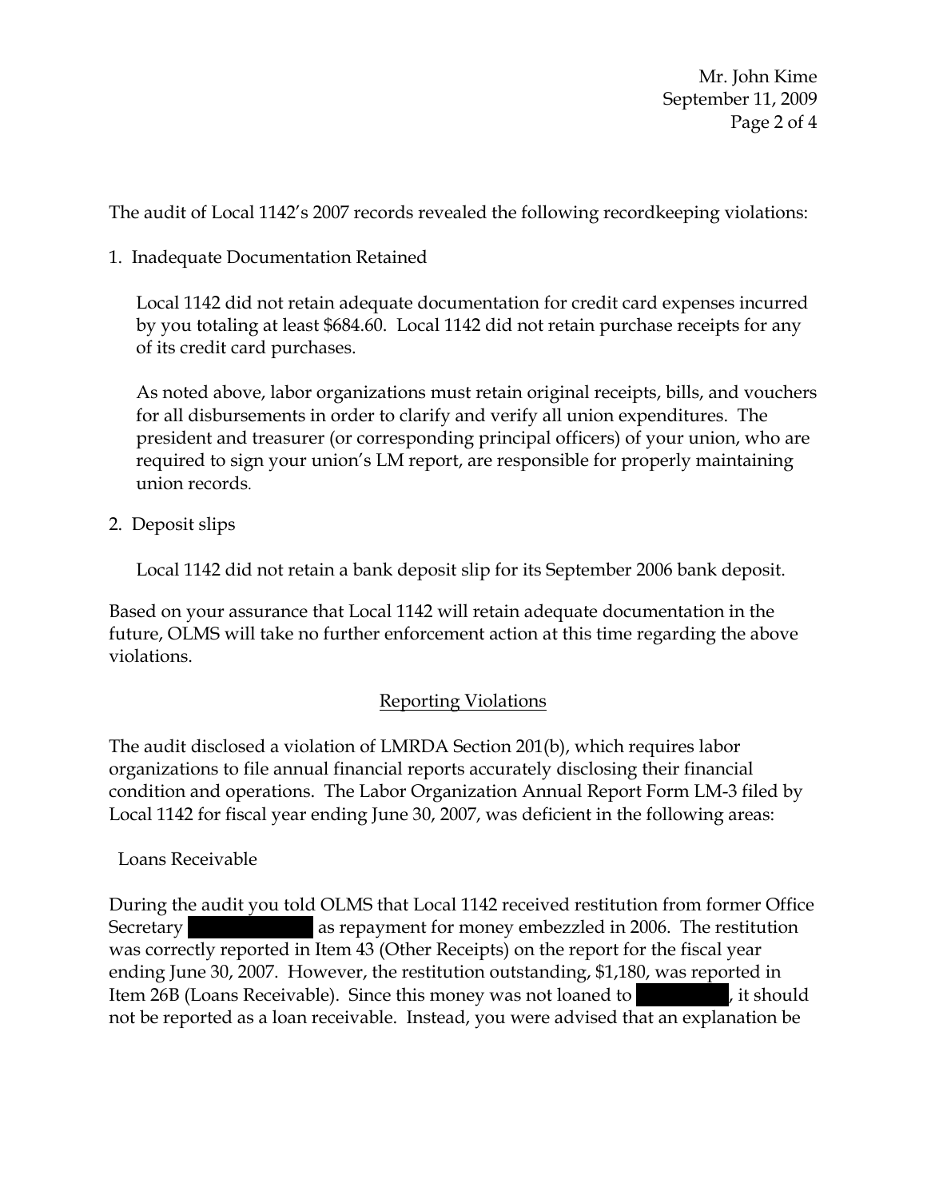The audit of Local 1142's 2007 records revealed the following recordkeeping violations:

1. Inadequate Documentation Retained

   Local 1142 did not retain adequate documentation for credit card expenses incurred by you totaling at least $684.60. Local 1142 did not retain purchase receipts for any of its credit card purchases.

   As noted above, labor organizations must retain original receipts, bills, and vouchers for all disbursements in order to clarify and verify all union expenditures. The president and treasurer (or corresponding principal officers) of your union, who are required to sign your union's LM report, are responsible for properly maintaining union records.

2. Deposit slips

   Local 1142 did not retain a bank deposit slip for its September 2006 bank deposit.

Based on your assurance that Local 1142 will retain adequate documentation in the future, OLMS will take no further enforcement action at this time regarding the above violations.

## Reporting Violations

The audit disclosed a violation of LMRDA Section 201(b), which requires labor organizations to file annual financial reports accurately disclosing their financial condition and operations. The Labor Organization Annual Report Form LM-3 filed by Local 1142 for fiscal year ending June 30, 2007, was deficient in the following areas:

Loans Receivable

During the audit you told OLMS that Local 1142 received restitution from former Office Secretary ███████ as repayment for money embezzled in 2006. The restitution was correctly reported in Item 43 (Other Receipts) on the report for the fiscal year ending June 30, 2007. However, the restitution outstanding, $1,180, was reported in Item 26B (Loans Receivable). Since this money was not loaned to ██████, it should not be reported as a loan receivable. Instead, you were advised that an explanation be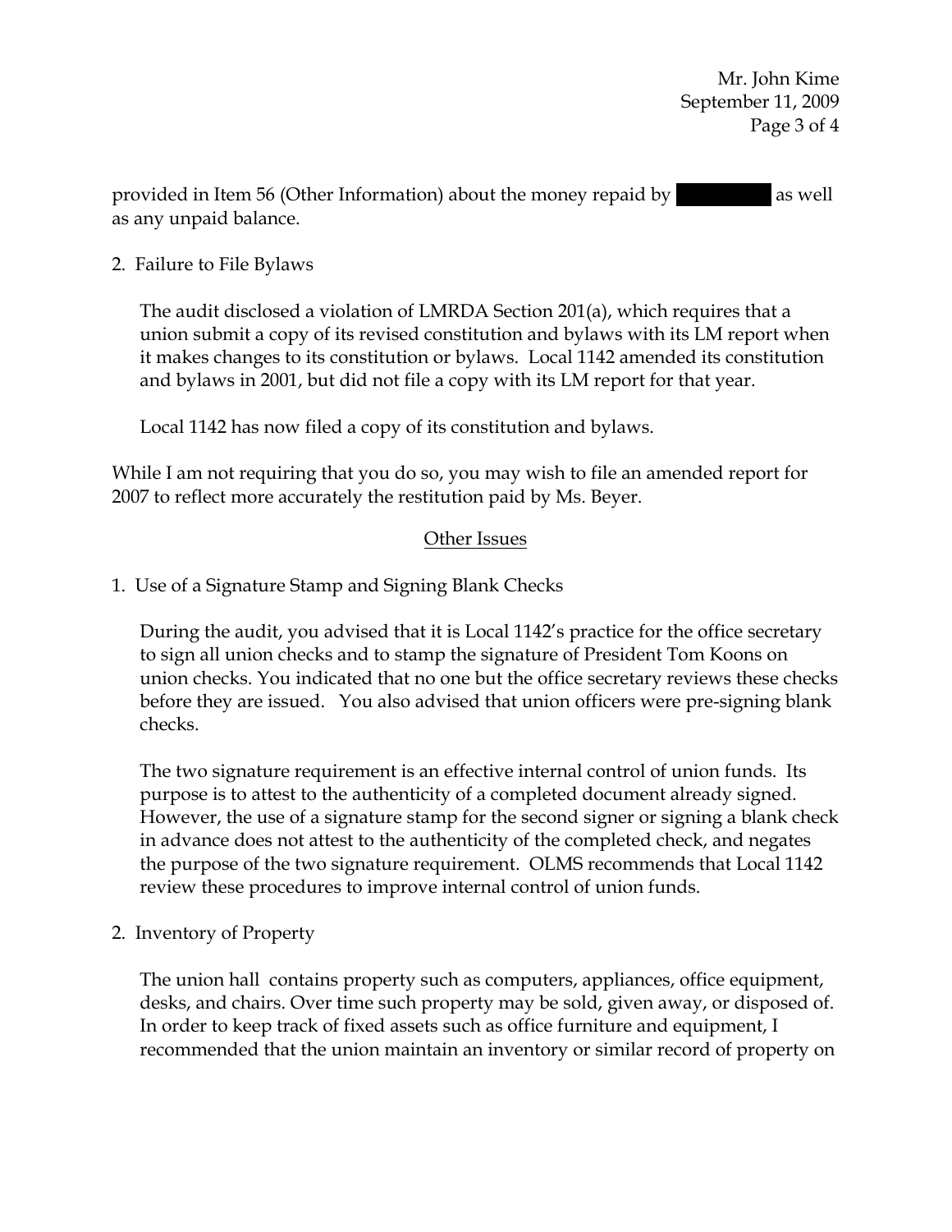provided in Item 56 (Other Information) about the money repaid by [redacted] as well as any unpaid balance.

2. Failure to File Bylaws

   The audit disclosed a violation of LMRDA Section 201(a), which requires that a union submit a copy of its revised constitution and bylaws with its LM report when it makes changes to its constitution or bylaws. Local 1142 amended its constitution and bylaws in 2001, but did not file a copy with its LM report for that year.

   Local 1142 has now filed a copy of its constitution and bylaws.

While I am not requiring that you do so, you may wish to file an amended report for 2007 to reflect more accurately the restitution paid by Ms. Beyer.

## Other Issues

1. Use of a Signature Stamp and Signing Blank Checks

   During the audit, you advised that it is Local 1142's practice for the office secretary to sign all union checks and to stamp the signature of President Tom Koons on union checks. You indicated that no one but the office secretary reviews these checks before they are issued. You also advised that union officers were pre-signing blank checks.

   The two signature requirement is an effective internal control of union funds. Its purpose is to attest to the authenticity of a completed document already signed. However, the use of a signature stamp for the second signer or signing a blank check in advance does not attest to the authenticity of the completed check, and negates the purpose of the two signature requirement. OLMS recommends that Local 1142 review these procedures to improve internal control of union funds.

2. Inventory of Property

   The union hall contains property such as computers, appliances, office equipment, desks, and chairs. Over time such property may be sold, given away, or disposed of. In order to keep track of fixed assets such as office furniture and equipment, I recommended that the union maintain an inventory or similar record of property on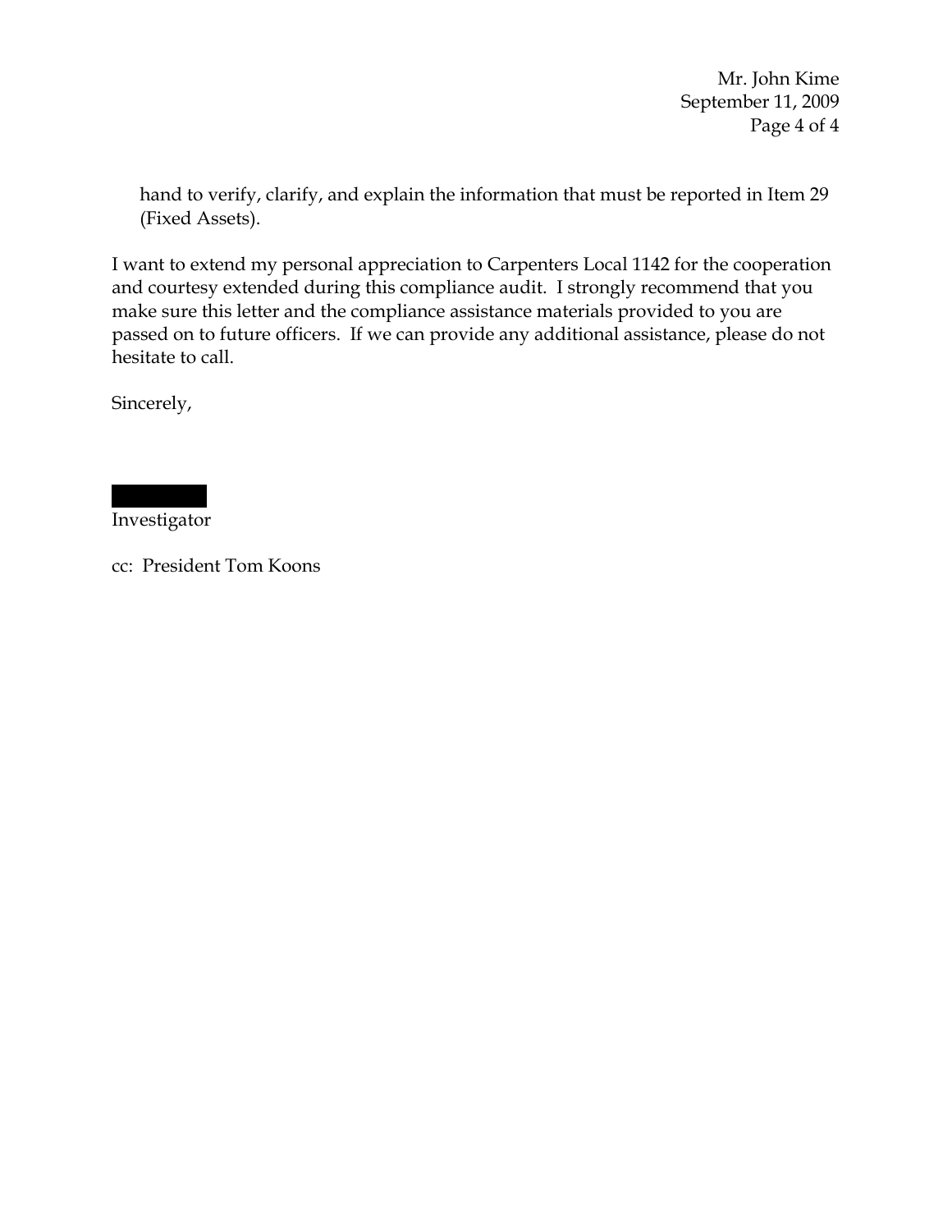hand to verify, clarify, and explain the information that must be reported in Item 29 (Fixed Assets).

I want to extend my personal appreciation to Carpenters Local 1142 for the cooperation and courtesy extended during this compliance audit. I strongly recommend that you make sure this letter and the compliance assistance materials provided to you are passed on to future officers. If we can provide any additional assistance, please do not hesitate to call.

Sincerely,

Investigator

cc: President Tom Koons